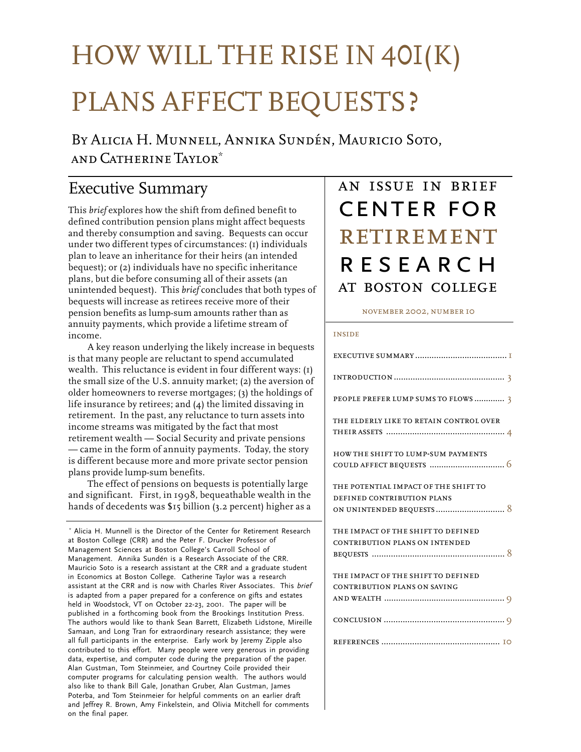# HOW WILL THE RISE IN 401(K) PLANS AFFECT BEQUESTS?

By Alicia H. Munnell, Annika Sundén, Mauricio Soto, and Catherine Taylor*

AN ISSUE IN BRIEF

CENTER FOR RETIREMENT RESEARCH AT BOSTON COLLEGE

NOVEMBER 2002, NUMBER 10

INSIDE

- EXECUTIVE SUMMARY ........ 1
- INTRODUCTION ........ 3
- PEOPLE PREFER LUMP SUMS TO FLOWS ........ 3
- THE ELDERLY LIKE TO RETAIN CONTROL OVER THEIR ASSETS ........ 4
- HOW THE SHIFT TO LUMP-SUM PAYMENTS COULD AFFECT BEQUESTS ........ 6
- THE POTENTIAL IMPACT OF THE SHIFT TO DEFINED CONTRIBUTION PLANS ON UNINTENDED BEQUESTS ........ 8
- THE IMPACT OF THE SHIFT TO DEFINED CONTRIBUTION PLANS ON INTENDED BEQUESTS ........ 8
- THE IMPACT OF THE SHIFT TO DEFINED CONTRIBUTION PLANS ON SAVING AND WEALTH ........ 9
- CONCLUSION ........ 9
- REFERENCES ........ 10

## Executive Summary

This *brief* explores how the shift from defined benefit to defined contribution pension plans might affect bequests and thereby consumption and saving. Bequests can occur under two different types of circumstances: (1) individuals plan to leave an inheritance for their heirs (an intended bequest); or (2) individuals have no specific inheritance plans, but die before consuming all of their assets (an unintended bequest). This *brief* concludes that both types of bequests will increase as retirees receive more of their pension benefits as lump-sum amounts rather than as annuity payments, which provide a lifetime stream of income.

A key reason underlying the likely increase in bequests is that many people are reluctant to spend accumulated wealth. This reluctance is evident in four different ways: (1) the small size of the U.S. annuity market; (2) the aversion of older homeowners to reverse mortgages; (3) the holdings of life insurance by retirees; and (4) the limited dissaving in retirement. In the past, any reluctance to turn assets into income streams was mitigated by the fact that most retirement wealth — Social Security and private pensions — came in the form of annuity payments. Today, the story is different because more and more private sector pension plans provide lump-sum benefits.

The effect of pensions on bequests is potentially large and significant. First, in 1998, bequeathable wealth in the hands of decedents was $15 billion (3.2 percent) higher as a

* Alicia H. Munnell is the Director of the Center for Retirement Research at Boston College (CRR) and the Peter F. Drucker Professor of Management Sciences at Boston College's Carroll School of Management. Annika Sundén is a Research Associate of the CRR. Mauricio Soto is a research assistant at the CRR and a graduate student in Economics at Boston College. Catherine Taylor was a research assistant at the CRR and is now with Charles River Associates. This *brief* is adapted from a paper prepared for a conference on gifts and estates held in Woodstock, VT on October 22-23, 2001. The paper will be published in a forthcoming book from the Brookings Institution Press. The authors would like to thank Sean Barrett, Elizabeth Lidstone, Mireille Samaan, and Long Tran for extraordinary research assistance; they were all full participants in the enterprise. Early work by Jeremy Zipple also contributed to this effort. Many people were very generous in providing data, expertise, and computer code during the preparation of the paper. Alan Gustman, Tom Steinmeier, and Courtney Coile provided their computer programs for calculating pension wealth. The authors would also like to thank Bill Gale, Jonathan Gruber, Alan Gustman, James Poterba, and Tom Steinmeier for helpful comments on an earlier draft and Jeffrey R. Brown, Amy Finkelstein, and Olivia Mitchell for comments on the final paper.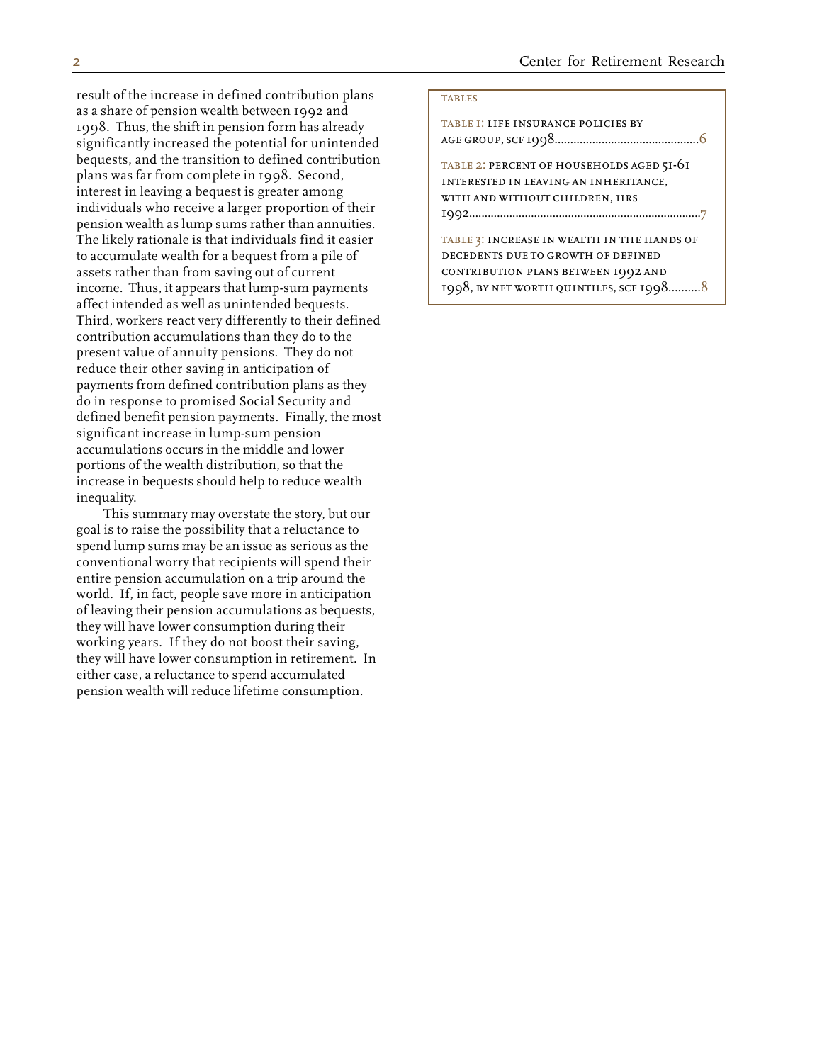result of the increase in defined contribution plans as a share of pension wealth between 1992 and 1998. Thus, the shift in pension form has already significantly increased the potential for unintended bequests, and the transition to defined contribution plans was far from complete in 1998. Second, interest in leaving a bequest is greater among individuals who receive a larger proportion of their pension wealth as lump sums rather than annuities. The likely rationale is that individuals find it easier to accumulate wealth for a bequest from a pile of assets rather than from saving out of current income. Thus, it appears that lump-sum payments affect intended as well as unintended bequests. Third, workers react very differently to their defined contribution accumulations than they do to the present value of annuity pensions. They do not reduce their other saving in anticipation of payments from defined contribution plans as they do in response to promised Social Security and defined benefit pension payments. Finally, the most significant increase in lump-sum pension accumulations occurs in the middle and lower portions of the wealth distribution, so that the increase in bequests should help to reduce wealth inequality.

This summary may overstate the story, but our goal is to raise the possibility that a reluctance to spend lump sums may be an issue as serious as the conventional worry that recipients will spend their entire pension accumulation on a trip around the world. If, in fact, people save more in anticipation of leaving their pension accumulations as bequests, they will have lower consumption during their working years. If they do not boost their saving, they will have lower consumption in retirement. In either case, a reluctance to spend accumulated pension wealth will reduce lifetime consumption.

**TABLES**

TABLE 1: LIFE INSURANCE POLICIES BY AGE GROUP, SCF 1998.............................................6

TABLE 2: PERCENT OF HOUSEHOLDS AGED 51-61 INTERESTED IN LEAVING AN INHERITANCE, WITH AND WITHOUT CHILDREN, HRS 1992.........................................................................7

TABLE 3: INCREASE IN WEALTH IN THE HANDS OF DECEDENTS DUE TO GROWTH OF DEFINED CONTRIBUTION PLANS BETWEEN 1992 AND 1998, BY NET WORTH QUINTILES, SCF 1998..........8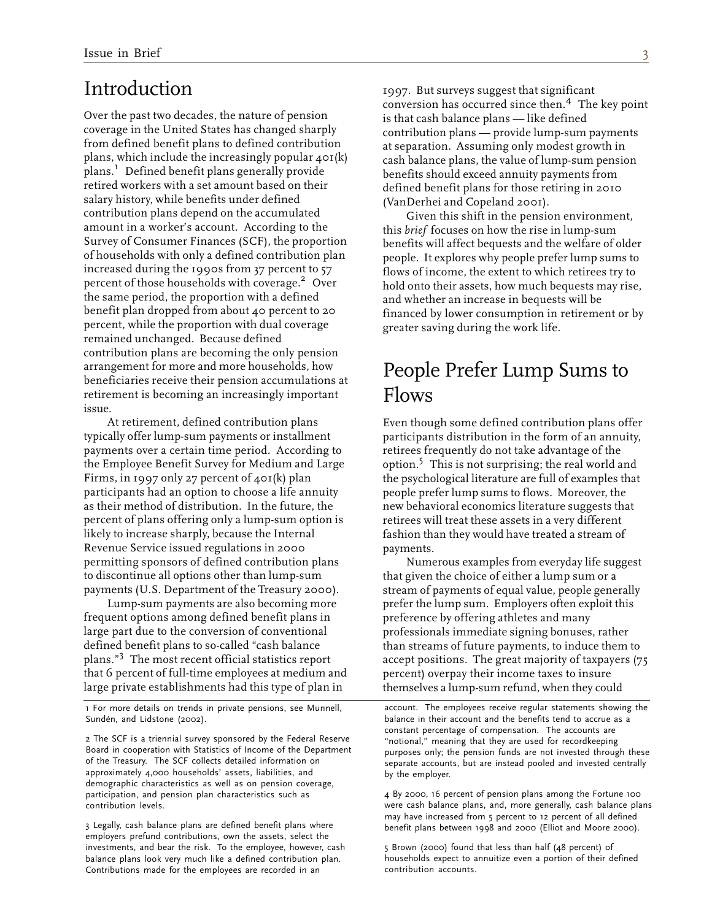## Introduction

Over the past two decades, the nature of pension coverage in the United States has changed sharply from defined benefit plans to defined contribution plans, which include the increasingly popular 401(k) plans.[1] Defined benefit plans generally provide retired workers with a set amount based on their salary history, while benefits under defined contribution plans depend on the accumulated amount in a worker's account. According to the Survey of Consumer Finances (SCF), the proportion of households with only a defined contribution plan increased during the 1990s from 37 percent to 57 percent of those households with coverage.[2] Over the same period, the proportion with a defined benefit plan dropped from about 40 percent to 20 percent, while the proportion with dual coverage remained unchanged. Because defined contribution plans are becoming the only pension arrangement for more and more households, how beneficiaries receive their pension accumulations at retirement is becoming an increasingly important issue.

At retirement, defined contribution plans typically offer lump-sum payments or installment payments over a certain time period. According to the Employee Benefit Survey for Medium and Large Firms, in 1997 only 27 percent of 401(k) plan participants had an option to choose a life annuity as their method of distribution. In the future, the percent of plans offering only a lump-sum option is likely to increase sharply, because the Internal Revenue Service issued regulations in 2000 permitting sponsors of defined contribution plans to discontinue all options other than lump-sum payments (U.S. Department of the Treasury 2000).

Lump-sum payments are also becoming more frequent options among defined benefit plans in large part due to the conversion of conventional defined benefit plans to so-called "cash balance plans."[3] The most recent official statistics report that 6 percent of full-time employees at medium and large private establishments had this type of plan in 1997. But surveys suggest that significant conversion has occurred since then.[4] The key point is that cash balance plans — like defined contribution plans — provide lump-sum payments at separation. Assuming only modest growth in cash balance plans, the value of lump-sum pension benefits should exceed annuity payments from defined benefit plans for those retiring in 2010 (VanDerhei and Copeland 2001).

Given this shift in the pension environment, this *brief* focuses on how the rise in lump-sum benefits will affect bequests and the welfare of older people. It explores why people prefer lump sums to flows of income, the extent to which retirees try to hold onto their assets, how much bequests may rise, and whether an increase in bequests will be financed by lower consumption in retirement or by greater saving during the work life.

## People Prefer Lump Sums to Flows

Even though some defined contribution plans offer participants distribution in the form of an annuity, retirees frequently do not take advantage of the option.[5] This is not surprising; the real world and the psychological literature are full of examples that people prefer lump sums to flows. Moreover, the new behavioral economics literature suggests that retirees will treat these assets in a very different fashion than they would have treated a stream of payments.

Numerous examples from everyday life suggest that given the choice of either a lump sum or a stream of payments of equal value, people generally prefer the lump sum. Employers often exploit this preference by offering athletes and many professionals immediate signing bonuses, rather than streams of future payments, to induce them to accept positions. The great majority of taxpayers (75 percent) overpay their income taxes to insure themselves a lump-sum refund, when they could

---

1 For more details on trends in private pensions, see Munnell, Sundén, and Lidstone (2002).

2 The SCF is a triennial survey sponsored by the Federal Reserve Board in cooperation with Statistics of Income of the Department of the Treasury. The SCF collects detailed information on approximately 4,000 households' assets, liabilities, and demographic characteristics as well as on pension coverage, participation, and pension plan characteristics such as contribution levels.

3 Legally, cash balance plans are defined benefit plans where employers prefund contributions, own the assets, select the investments, and bear the risk. To the employee, however, cash balance plans look very much like a defined contribution plan. Contributions made for the employees are recorded in an account. The employees receive regular statements showing the balance in their account and the benefits tend to accrue as a constant percentage of compensation. The accounts are "notional," meaning that they are used for recordkeeping purposes only; the pension funds are not invested through these separate accounts, but are instead pooled and invested centrally by the employer.

4 By 2000, 16 percent of pension plans among the Fortune 100 were cash balance plans, and, more generally, cash balance plans may have increased from 5 percent to 12 percent of all defined benefit plans between 1998 and 2000 (Elliot and Moore 2000).

5 Brown (2000) found that less than half (48 percent) of households expect to annuitize even a portion of their defined contribution accounts.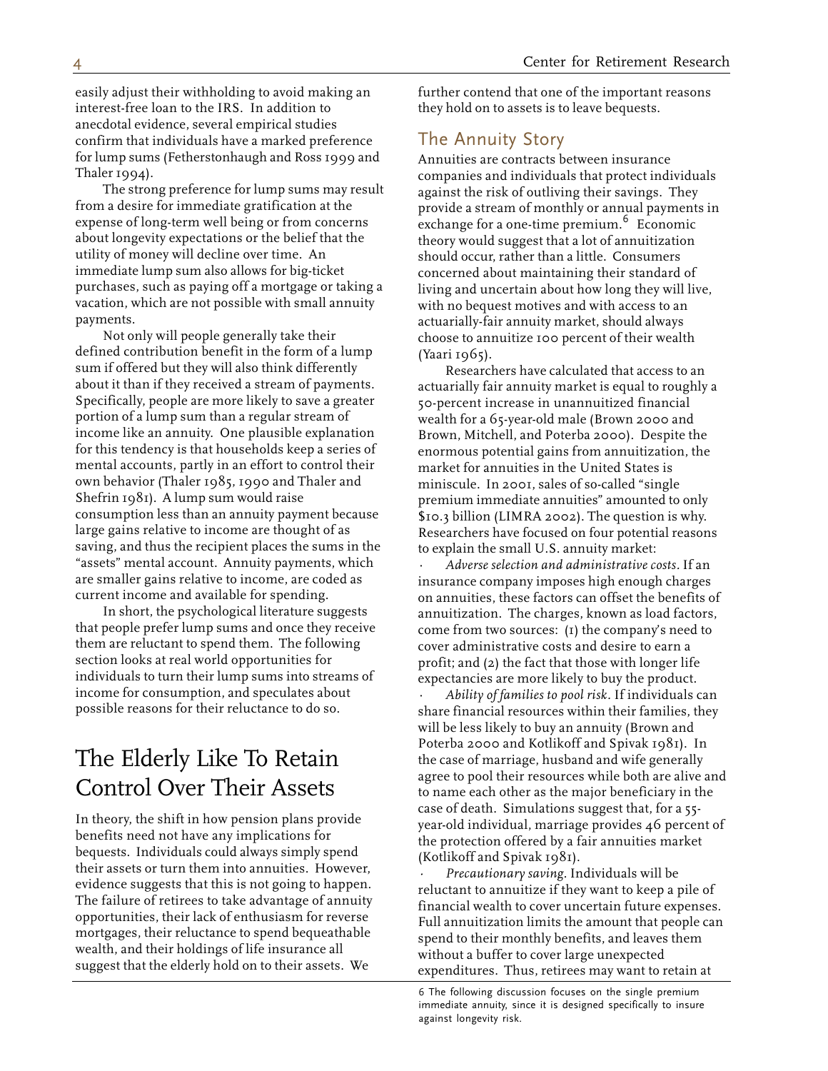easily adjust their withholding to avoid making an interest-free loan to the IRS. In addition to anecdotal evidence, several empirical studies confirm that individuals have a marked preference for lump sums (Fetherstonhaugh and Ross 1999 and Thaler 1994).

The strong preference for lump sums may result from a desire for immediate gratification at the expense of long-term well being or from concerns about longevity expectations or the belief that the utility of money will decline over time. An immediate lump sum also allows for big-ticket purchases, such as paying off a mortgage or taking a vacation, which are not possible with small annuity payments.

Not only will people generally take their defined contribution benefit in the form of a lump sum if offered but they will also think differently about it than if they received a stream of payments. Specifically, people are more likely to save a greater portion of a lump sum than a regular stream of income like an annuity. One plausible explanation for this tendency is that households keep a series of mental accounts, partly in an effort to control their own behavior (Thaler 1985, 1990 and Thaler and Shefrin 1981). A lump sum would raise consumption less than an annuity payment because large gains relative to income are thought of as saving, and thus the recipient places the sums in the "assets" mental account. Annuity payments, which are smaller gains relative to income, are coded as current income and available for spending.

In short, the psychological literature suggests that people prefer lump sums and once they receive them are reluctant to spend them. The following section looks at real world opportunities for individuals to turn their lump sums into streams of income for consumption, and speculates about possible reasons for their reluctance to do so.

# The Elderly Like To Retain Control Over Their Assets

In theory, the shift in how pension plans provide benefits need not have any implications for bequests. Individuals could always simply spend their assets or turn them into annuities. However, evidence suggests that this is not going to happen. The failure of retirees to take advantage of annuity opportunities, their lack of enthusiasm for reverse mortgages, their reluctance to spend bequeathable wealth, and their holdings of life insurance all suggest that the elderly hold on to their assets. We further contend that one of the important reasons they hold on to assets is to leave bequests.

## The Annuity Story

Annuities are contracts between insurance companies and individuals that protect individuals against the risk of outliving their savings. They provide a stream of monthly or annual payments in exchange for a one-time premium.[6] Economic theory would suggest that a lot of annuitization should occur, rather than a little. Consumers concerned about maintaining their standard of living and uncertain about how long they will live, with no bequest motives and with access to an actuarially-fair annuity market, should always choose to annuitize 100 percent of their wealth (Yaari 1965).

Researchers have calculated that access to an actuarially fair annuity market is equal to roughly a 50-percent increase in unannuitized financial wealth for a 65-year-old male (Brown 2000 and Brown, Mitchell, and Poterba 2000). Despite the enormous potential gains from annuitization, the market for annuities in the United States is miniscule. In 2001, sales of so-called "single premium immediate annuities" amounted to only $10.3 billion (LIMRA 2002). The question is why. Researchers have focused on four potential reasons to explain the small U.S. annuity market:

- *Adverse selection and administrative costs.* If an insurance company imposes high enough charges on annuities, these factors can offset the benefits of annuitization. The charges, known as load factors, come from two sources: (1) the company's need to cover administrative costs and desire to earn a profit; and (2) the fact that those with longer life expectancies are more likely to buy the product.
- *Ability of families to pool risk.* If individuals can share financial resources within their families, they will be less likely to buy an annuity (Brown and Poterba 2000 and Kotlikoff and Spivak 1981). In the case of marriage, husband and wife generally agree to pool their resources while both are alive and to name each other as the major beneficiary in the case of death. Simulations suggest that, for a 55-year-old individual, marriage provides 46 percent of the protection offered by a fair annuities market (Kotlikoff and Spivak 1981).
- *Precautionary saving.* Individuals will be reluctant to annuitize if they want to keep a pile of financial wealth to cover uncertain future expenses. Full annuitization limits the amount that people can spend to their monthly benefits, and leaves them without a buffer to cover large unexpected expenditures. Thus, retirees may want to retain at

6 The following discussion focuses on the single premium immediate annuity, since it is designed specifically to insure against longevity risk.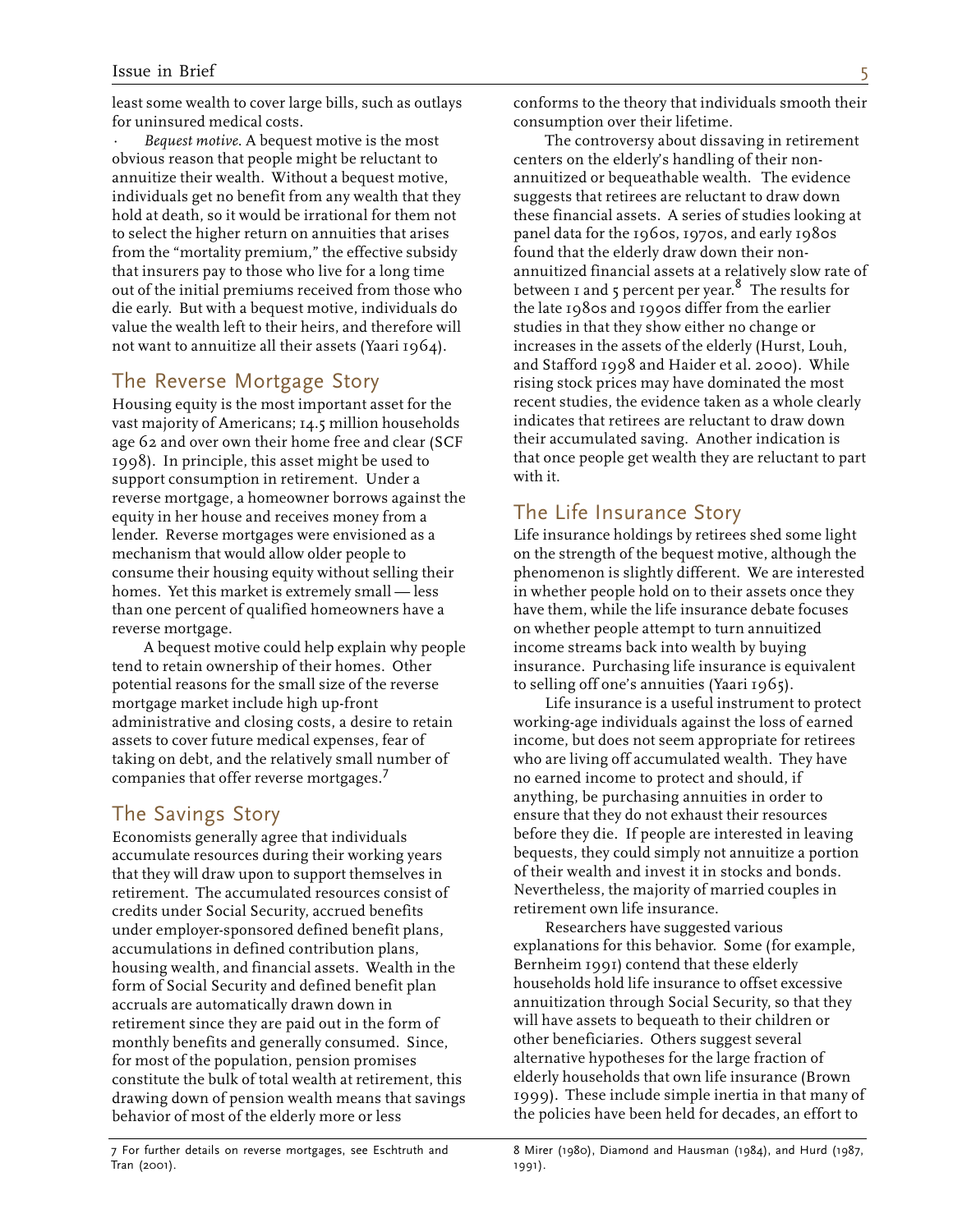least some wealth to cover large bills, such as outlays for uninsured medical costs.

- *Bequest motive.* A bequest motive is the most obvious reason that people might be reluctant to annuitize their wealth. Without a bequest motive, individuals get no benefit from any wealth that they hold at death, so it would be irrational for them not to select the higher return on annuities that arises from the "mortality premium," the effective subsidy that insurers pay to those who live for a long time out of the initial premiums received from those who die early. But with a bequest motive, individuals do value the wealth left to their heirs, and therefore will not want to annuitize all their assets (Yaari 1964).

## The Reverse Mortgage Story

Housing equity is the most important asset for the vast majority of Americans; 14.5 million households age 62 and over own their home free and clear (SCF 1998). In principle, this asset might be used to support consumption in retirement. Under a reverse mortgage, a homeowner borrows against the equity in her house and receives money from a lender. Reverse mortgages were envisioned as a mechanism that would allow older people to consume their housing equity without selling their homes. Yet this market is extremely small — less than one percent of qualified homeowners have a reverse mortgage.

A bequest motive could help explain why people tend to retain ownership of their homes. Other potential reasons for the small size of the reverse mortgage market include high up-front administrative and closing costs, a desire to retain assets to cover future medical expenses, fear of taking on debt, and the relatively small number of companies that offer reverse mortgages.[7]

## The Savings Story

Economists generally agree that individuals accumulate resources during their working years that they will draw upon to support themselves in retirement. The accumulated resources consist of credits under Social Security, accrued benefits under employer-sponsored defined benefit plans, accumulations in defined contribution plans, housing wealth, and financial assets. Wealth in the form of Social Security and defined benefit plan accruals are automatically drawn down in retirement since they are paid out in the form of monthly benefits and generally consumed. Since, for most of the population, pension promises constitute the bulk of total wealth at retirement, this drawing down of pension wealth means that savings behavior of most of the elderly more or less conforms to the theory that individuals smooth their consumption over their lifetime.

The controversy about dissaving in retirement centers on the elderly's handling of their non-annuitized or bequeathable wealth. The evidence suggests that retirees are reluctant to draw down these financial assets. A series of studies looking at panel data for the 1960s, 1970s, and early 1980s found that the elderly draw down their non-annuitized financial assets at a relatively slow rate of between 1 and 5 percent per year.[8] The results for the late 1980s and 1990s differ from the earlier studies in that they show either no change or increases in the assets of the elderly (Hurst, Louh, and Stafford 1998 and Haider et al. 2000). While rising stock prices may have dominated the most recent studies, the evidence taken as a whole clearly indicates that retirees are reluctant to draw down their accumulated saving. Another indication is that once people get wealth they are reluctant to part with it.

## The Life Insurance Story

Life insurance holdings by retirees shed some light on the strength of the bequest motive, although the phenomenon is slightly different. We are interested in whether people hold on to their assets once they have them, while the life insurance debate focuses on whether people attempt to turn annuitized income streams back into wealth by buying insurance. Purchasing life insurance is equivalent to selling off one's annuities (Yaari 1965).

Life insurance is a useful instrument to protect working-age individuals against the loss of earned income, but does not seem appropriate for retirees who are living off accumulated wealth. They have no earned income to protect and should, if anything, be purchasing annuities in order to ensure that they do not exhaust their resources before they die. If people are interested in leaving bequests, they could simply not annuitize a portion of their wealth and invest it in stocks and bonds. Nevertheless, the majority of married couples in retirement own life insurance.

Researchers have suggested various explanations for this behavior. Some (for example, Bernheim 1991) contend that these elderly households hold life insurance to offset excessive annuitization through Social Security, so that they will have assets to bequeath to their children or other beneficiaries. Others suggest several alternative hypotheses for the large fraction of elderly households that own life insurance (Brown 1999). These include simple inertia in that many of the policies have been held for decades, an effort to

---

7 For further details on reverse mortgages, see Eschtruth and Tran (2001).

8 Mirer (1980), Diamond and Hausman (1984), and Hurd (1987, 1991).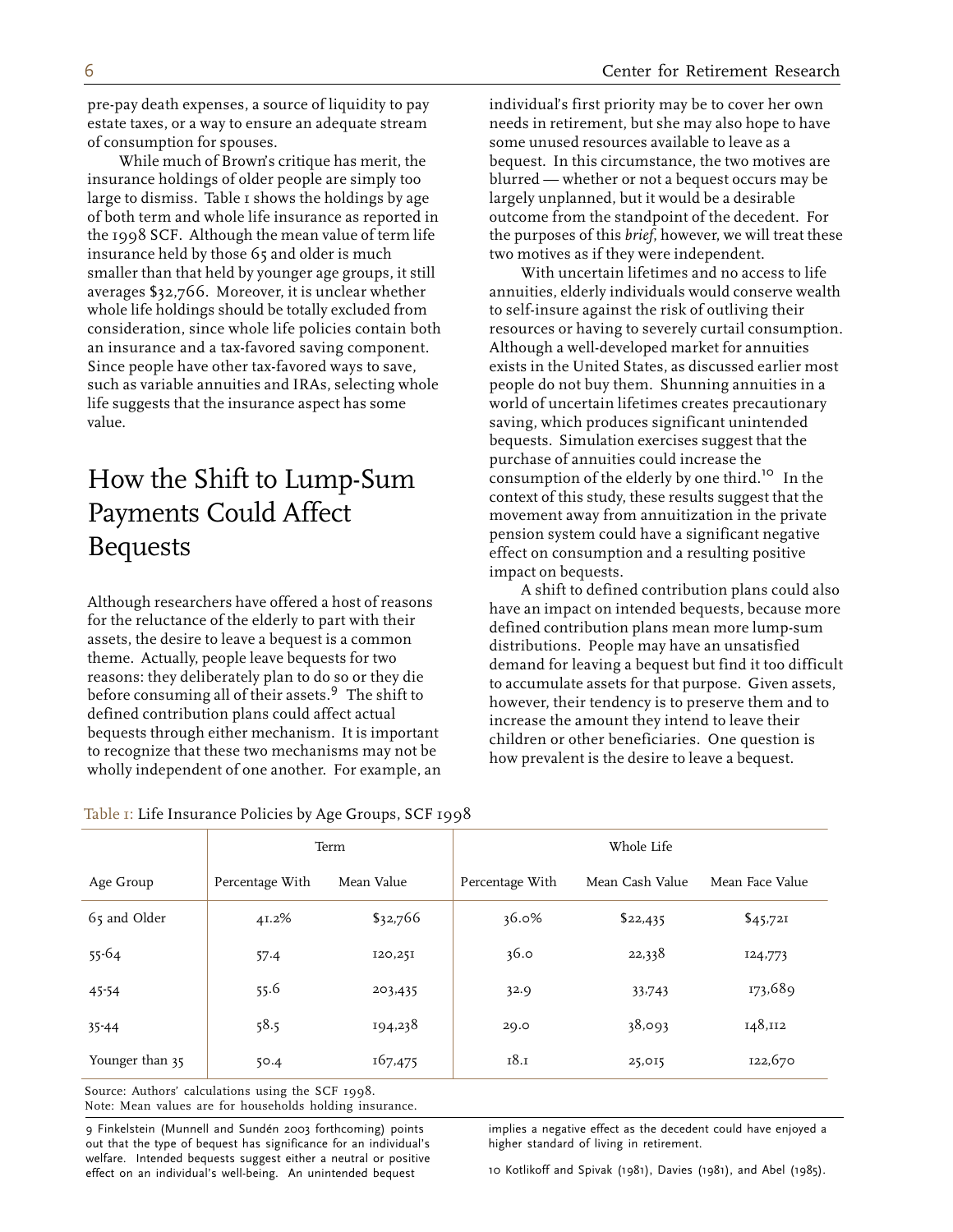pre-pay death expenses, a source of liquidity to pay estate taxes, or a way to ensure an adequate stream of consumption for spouses.

While much of Brown's critique has merit, the insurance holdings of older people are simply too large to dismiss. Table 1 shows the holdings by age of both term and whole life insurance as reported in the 1998 SCF. Although the mean value of term life insurance held by those 65 and older is much smaller than that held by younger age groups, it still averages $32,766. Moreover, it is unclear whether whole life holdings should be totally excluded from consideration, since whole life policies contain both an insurance and a tax-favored saving component. Since people have other tax-favored ways to save, such as variable annuities and IRAs, selecting whole life suggests that the insurance aspect has some value.

## How the Shift to Lump-Sum Payments Could Affect Bequests

Although researchers have offered a host of reasons for the reluctance of the elderly to part with their assets, the desire to leave a bequest is a common theme. Actually, people leave bequests for two reasons: they deliberately plan to do so or they die before consuming all of their assets.[9] The shift to defined contribution plans could affect actual bequests through either mechanism. It is important to recognize that these two mechanisms may not be wholly independent of one another. For example, an individual's first priority may be to cover her own needs in retirement, but she may also hope to have some unused resources available to leave as a bequest. In this circumstance, the two motives are blurred — whether or not a bequest occurs may be largely unplanned, but it would be a desirable outcome from the standpoint of the decedent. For the purposes of this *brief*, however, we will treat these two motives as if they were independent.

With uncertain lifetimes and no access to life annuities, elderly individuals would conserve wealth to self-insure against the risk of outliving their resources or having to severely curtail consumption. Although a well-developed market for annuities exists in the United States, as discussed earlier most people do not buy them. Shunning annuities in a world of uncertain lifetimes creates precautionary saving, which produces significant unintended bequests. Simulation exercises suggest that the purchase of annuities could increase the consumption of the elderly by one third.[10] In the context of this study, these results suggest that the movement away from annuitization in the private pension system could have a significant negative effect on consumption and a resulting positive impact on bequests.

A shift to defined contribution plans could also have an impact on intended bequests, because more defined contribution plans mean more lump-sum distributions. People may have an unsatisfied demand for leaving a bequest but find it too difficult to accumulate assets for that purpose. Given assets, however, their tendency is to preserve them and to increase the amount they intend to leave their children or other beneficiaries. One question is how prevalent is the desire to leave a bequest.

Table 1: Life Insurance Policies by Age Groups, SCF 1998

| | Term | | Whole Life | | |
|---|---|---|---|---|---|
| Age Group | Percentage With | Mean Value | Percentage With | Mean Cash Value | Mean Face Value |
| 65 and Older | 41.2% | $32,766 | 36.0% | $22,435 | $45,721 |
| 55-64 | 57.4 | 120,251 | 36.0 | 22,338 | 124,773 |
| 45-54 | 55.6 | 203,435 | 32.9 | 33,743 | 173,689 |
| 35-44 | 58.5 | 194,238 | 29.0 | 38,093 | 148,112 |
| Younger than 35 | 50.4 | 167,475 | 18.1 | 25,015 | 122,670 |

Source: Authors' calculations using the SCF 1998.
Note: Mean values are for households holding insurance.

9 Finkelstein (Munnell and Sundén 2003 forthcoming) points out that the type of bequest has significance for an individual's welfare. Intended bequests suggest either a neutral or positive effect on an individual's well-being. An unintended bequest implies a negative effect as the decedent could have enjoyed a higher standard of living in retirement.

10 Kotlikoff and Spivak (1981), Davies (1981), and Abel (1985).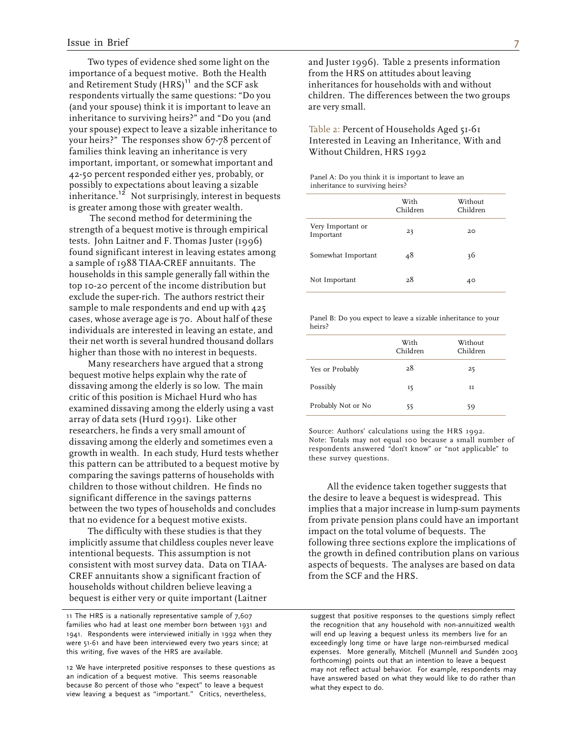Two types of evidence shed some light on the importance of a bequest motive. Both the Health and Retirement Study (HRS)[11] and the SCF ask respondents virtually the same questions: "Do you (and your spouse) think it is important to leave an inheritance to surviving heirs?" and "Do you (and your spouse) expect to leave a sizable inheritance to your heirs?" The responses show 67-78 percent of families think leaving an inheritance is very important, important, or somewhat important and 42-50 percent responded either yes, probably, or possibly to expectations about leaving a sizable inheritance.[12] Not surprisingly, interest in bequests is greater among those with greater wealth.

The second method for determining the strength of a bequest motive is through empirical tests. John Laitner and F. Thomas Juster (1996) found significant interest in leaving estates among a sample of 1988 TIAA-CREF annuitants. The households in this sample generally fall within the top 10-20 percent of the income distribution but exclude the super-rich. The authors restrict their sample to male respondents and end up with 425 cases, whose average age is 70. About half of these individuals are interested in leaving an estate, and their net worth is several hundred thousand dollars higher than those with no interest in bequests.

Many researchers have argued that a strong bequest motive helps explain why the rate of dissaving among the elderly is so low. The main critic of this position is Michael Hurd who has examined dissaving among the elderly using a vast array of data sets (Hurd 1991). Like other researchers, he finds a very small amount of dissaving among the elderly and sometimes even a growth in wealth. In each study, Hurd tests whether this pattern can be attributed to a bequest motive by comparing the savings patterns of households with children to those without children. He finds no significant difference in the savings patterns between the two types of households and concludes that no evidence for a bequest motive exists.

The difficulty with these studies is that they implicitly assume that childless couples never leave intentional bequests. This assumption is not consistent with most survey data. Data on TIAA-CREF annuitants show a significant fraction of households without children believe leaving a bequest is either very or quite important (Laitner and Juster 1996). Table 2 presents information from the HRS on attitudes about leaving inheritances for households with and without children. The differences between the two groups are very small.

Table 2: Percent of Households Aged 51-61 Interested in Leaving an Inheritance, With and Without Children, HRS 1992

Panel A: Do you think it is important to leave an inheritance to surviving heirs?

| | With Children | Without Children |
|---|---|---|
| Very Important or Important | 23 | 20 |
| Somewhat Important | 48 | 36 |
| Not Important | 28 | 40 |

Panel B: Do you expect to leave a sizable inheritance to your heirs?

| | With Children | Without Children |
|---|---|---|
| Yes or Probably | 28 | 25 |
| Possibly | 15 | 11 |
| Probably Not or No | 55 | 59 |

Source: Authors' calculations using the HRS 1992.
Note: Totals may not equal 100 because a small number of respondents answered "don't know" or "not applicable" to these survey questions.

All the evidence taken together suggests that the desire to leave a bequest is widespread. This implies that a major increase in lump-sum payments from private pension plans could have an important impact on the total volume of bequests. The following three sections explore the implications of the growth in defined contribution plans on various aspects of bequests. The analyses are based on data from the SCF and the HRS.

---

11 The HRS is a nationally representative sample of 7,607 families who had at least one member born between 1931 and 1941. Respondents were interviewed initially in 1992 when they were 51-61 and have been interviewed every two years since; at this writing, five waves of the HRS are available.

12 We have interpreted positive responses to these questions as an indication of a bequest motive. This seems reasonable because 80 percent of those who "expect" to leave a bequest view leaving a bequest as "important." Critics, nevertheless, suggest that positive responses to the questions simply reflect the recognition that any household with non-annuitized wealth will end up leaving a bequest unless its members live for an exceedingly long time or have large non-reimbursed medical expenses. More generally, Mitchell (Munnell and Sundén 2003 forthcoming) points out that an intention to leave a bequest may not reflect actual behavior. For example, respondents may have answered based on what they would like to do rather than what they expect to do.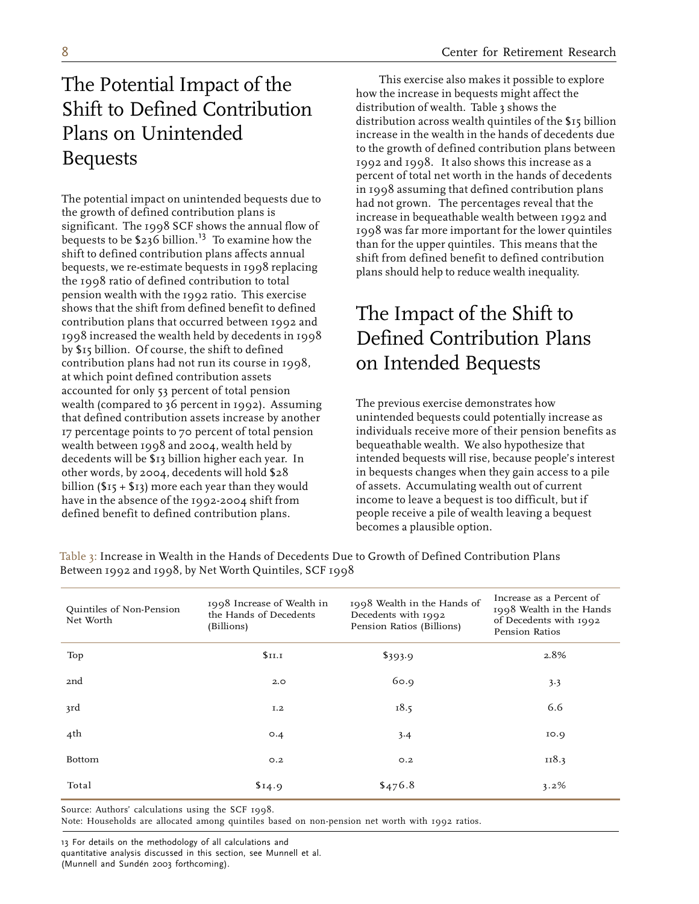## The Potential Impact of the Shift to Defined Contribution Plans on Unintended Bequests

The potential impact on unintended bequests due to the growth of defined contribution plans is significant. The 1998 SCF shows the annual flow of bequests to be $236 billion.[13] To examine how the shift to defined contribution plans affects annual bequests, we re-estimate bequests in 1998 replacing the 1998 ratio of defined contribution to total pension wealth with the 1992 ratio. This exercise shows that the shift from defined benefit to defined contribution plans that occurred between 1992 and 1998 increased the wealth held by decedents in 1998 by $15 billion. Of course, the shift to defined contribution plans had not run its course in 1998, at which point defined contribution assets accounted for only 53 percent of total pension wealth (compared to 36 percent in 1992). Assuming that defined contribution assets increase by another 17 percentage points to 70 percent of total pension wealth between 1998 and 2004, wealth held by decedents will be $13 billion higher each year. In other words, by 2004, decedents will hold $28 billion ($15 + $13) more each year than they would have in the absence of the 1992-2004 shift from defined benefit to defined contribution plans.

This exercise also makes it possible to explore how the increase in bequests might affect the distribution of wealth. Table 3 shows the distribution across wealth quintiles of the $15 billion increase in the wealth in the hands of decedents due to the growth of defined contribution plans between 1992 and 1998. It also shows this increase as a percent of total net worth in the hands of decedents in 1998 assuming that defined contribution plans had not grown. The percentages reveal that the increase in bequeathable wealth between 1992 and 1998 was far more important for the lower quintiles than for the upper quintiles. This means that the shift from defined benefit to defined contribution plans should help to reduce wealth inequality.

## The Impact of the Shift to Defined Contribution Plans on Intended Bequests

The previous exercise demonstrates how unintended bequests could potentially increase as individuals receive more of their pension benefits as bequeathable wealth. We also hypothesize that intended bequests will rise, because people's interest in bequests changes when they gain access to a pile of assets. Accumulating wealth out of current income to leave a bequest is too difficult, but if people receive a pile of wealth leaving a bequest becomes a plausible option.

Table 3: Increase in Wealth in the Hands of Decedents Due to Growth of Defined Contribution Plans Between 1992 and 1998, by Net Worth Quintiles, SCF 1998

| Quintiles of Non-Pension Net Worth | 1998 Increase of Wealth in the Hands of Decedents (Billions) | 1998 Wealth in the Hands of Decedents with 1992 Pension Ratios (Billions) | Increase as a Percent of 1998 Wealth in the Hands of Decedents with 1992 Pension Ratios |
|---|---|---|---|
| Top | $11.1 | $393.9 | 2.8% |
| 2nd | 2.0 | 60.9 | 3.3 |
| 3rd | 1.2 | 18.5 | 6.6 |
| 4th | 0.4 | 3.4 | 10.9 |
| Bottom | 0.2 | 0.2 | 118.3 |
| Total | $14.9 | $476.8 | 3.2% |

Source: Authors' calculations using the SCF 1998.
Note: Households are allocated among quintiles based on non-pension net worth with 1992 ratios.

13 For details on the methodology of all calculations and quantitative analysis discussed in this section, see Munnell et al. (Munnell and Sundén 2003 forthcoming).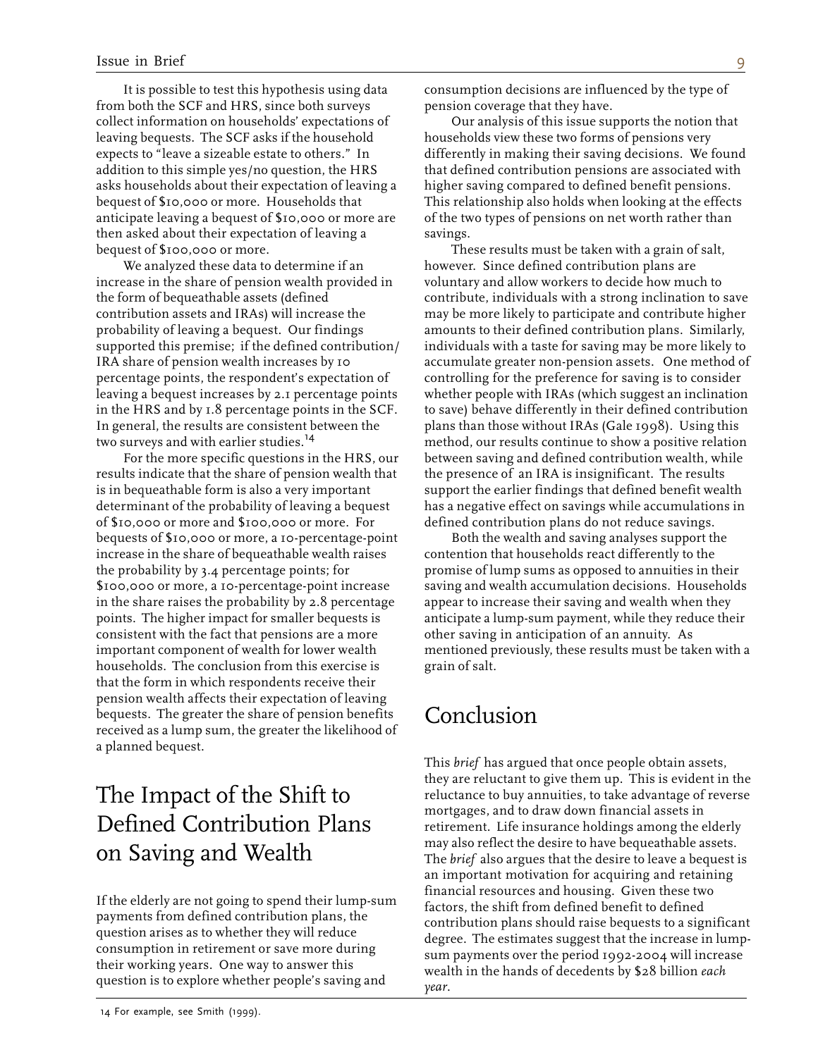It is possible to test this hypothesis using data from both the SCF and HRS, since both surveys collect information on households' expectations of leaving bequests. The SCF asks if the household expects to "leave a sizeable estate to others." In addition to this simple yes/no question, the HRS asks households about their expectation of leaving a bequest of $10,000 or more. Households that anticipate leaving a bequest of $10,000 or more are then asked about their expectation of leaving a bequest of $100,000 or more.

We analyzed these data to determine if an increase in the share of pension wealth provided in the form of bequeathable assets (defined contribution assets and IRAs) will increase the probability of leaving a bequest. Our findings supported this premise; if the defined contribution/IRA share of pension wealth increases by 10 percentage points, the respondent's expectation of leaving a bequest increases by 2.1 percentage points in the HRS and by 1.8 percentage points in the SCF. In general, the results are consistent between the two surveys and with earlier studies.[14]

For the more specific questions in the HRS, our results indicate that the share of pension wealth that is in bequeathable form is also a very important determinant of the probability of leaving a bequest of $10,000 or more and $100,000 or more. For bequests of $10,000 or more, a 10-percentage-point increase in the share of bequeathable wealth raises the probability by 3.4 percentage points; for $100,000 or more, a 10-percentage-point increase in the share raises the probability by 2.8 percentage points. The higher impact for smaller bequests is consistent with the fact that pensions are a more important component of wealth for lower wealth households. The conclusion from this exercise is that the form in which respondents receive their pension wealth affects their expectation of leaving bequests. The greater the share of pension benefits received as a lump sum, the greater the likelihood of a planned bequest.

## The Impact of the Shift to Defined Contribution Plans on Saving and Wealth

If the elderly are not going to spend their lump-sum payments from defined contribution plans, the question arises as to whether they will reduce consumption in retirement or save more during their working years. One way to answer this question is to explore whether people's saving and consumption decisions are influenced by the type of pension coverage that they have.

Our analysis of this issue supports the notion that households view these two forms of pensions very differently in making their saving decisions. We found that defined contribution pensions are associated with higher saving compared to defined benefit pensions. This relationship also holds when looking at the effects of the two types of pensions on net worth rather than savings.

These results must be taken with a grain of salt, however. Since defined contribution plans are voluntary and allow workers to decide how much to contribute, individuals with a strong inclination to save may be more likely to participate and contribute higher amounts to their defined contribution plans. Similarly, individuals with a taste for saving may be more likely to accumulate greater non-pension assets. One method of controlling for the preference for saving is to consider whether people with IRAs (which suggest an inclination to save) behave differently in their defined contribution plans than those without IRAs (Gale 1998). Using this method, our results continue to show a positive relation between saving and defined contribution wealth, while the presence of an IRA is insignificant. The results support the earlier findings that defined benefit wealth has a negative effect on savings while accumulations in defined contribution plans do not reduce savings.

Both the wealth and saving analyses support the contention that households react differently to the promise of lump sums as opposed to annuities in their saving and wealth accumulation decisions. Households appear to increase their saving and wealth when they anticipate a lump-sum payment, while they reduce their other saving in anticipation of an annuity. As mentioned previously, these results must be taken with a grain of salt.

## Conclusion

This *brief* has argued that once people obtain assets, they are reluctant to give them up. This is evident in the reluctance to buy annuities, to take advantage of reverse mortgages, and to draw down financial assets in retirement. Life insurance holdings among the elderly may also reflect the desire to have bequeathable assets. The *brief* also argues that the desire to leave a bequest is an important motivation for acquiring and retaining financial resources and housing. Given these two factors, the shift from defined benefit to defined contribution plans should raise bequests to a significant degree. The estimates suggest that the increase in lump-sum payments over the period 1992-2004 will increase wealth in the hands of decedents by $28 billion *each year*.

---

14 For example, see Smith (1999).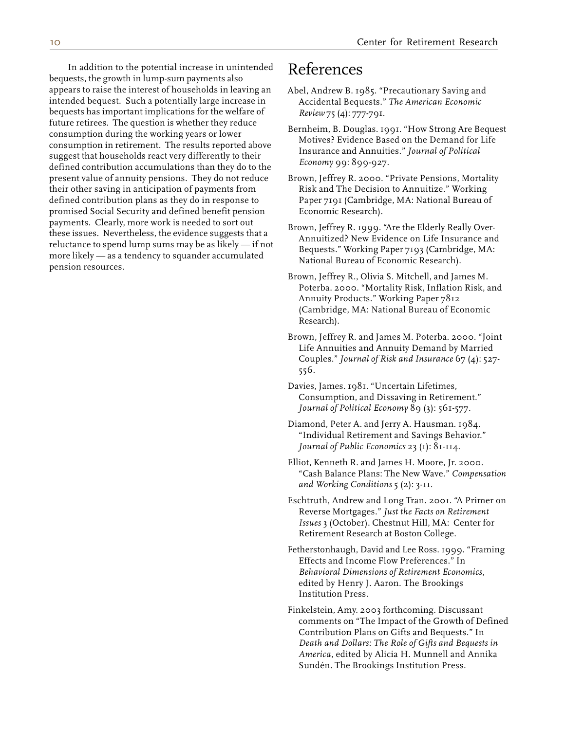In addition to the potential increase in unintended bequests, the growth in lump-sum payments also appears to raise the interest of households in leaving an intended bequest. Such a potentially large increase in bequests has important implications for the welfare of future retirees. The question is whether they reduce consumption during the working years or lower consumption in retirement. The results reported above suggest that households react very differently to their defined contribution accumulations than they do to the present value of annuity pensions. They do not reduce their other saving in anticipation of payments from defined contribution plans as they do in response to promised Social Security and defined benefit pension payments. Clearly, more work is needed to sort out these issues. Nevertheless, the evidence suggests that a reluctance to spend lump sums may be as likely — if not more likely — as a tendency to squander accumulated pension resources.

# References

Abel, Andrew B. 1985. "Precautionary Saving and Accidental Bequests." *The American Economic Review* 75 (4): 777-791.

Bernheim, B. Douglas. 1991. "How Strong Are Bequest Motives? Evidence Based on the Demand for Life Insurance and Annuities." *Journal of Political Economy* 99: 899-927.

Brown, Jeffrey R. 2000. "Private Pensions, Mortality Risk and The Decision to Annuitize." Working Paper 7191 (Cambridge, MA: National Bureau of Economic Research).

Brown, Jeffrey R. 1999. "Are the Elderly Really Over-Annuitized? New Evidence on Life Insurance and Bequests." Working Paper 7193 (Cambridge, MA: National Bureau of Economic Research).

Brown, Jeffrey R., Olivia S. Mitchell, and James M. Poterba. 2000. "Mortality Risk, Inflation Risk, and Annuity Products." Working Paper 7812 (Cambridge, MA: National Bureau of Economic Research).

Brown, Jeffrey R. and James M. Poterba. 2000. "Joint Life Annuities and Annuity Demand by Married Couples." *Journal of Risk and Insurance* 67 (4): 527-556.

Davies, James. 1981. "Uncertain Lifetimes, Consumption, and Dissaving in Retirement." *Journal of Political Economy* 89 (3): 561-577.

Diamond, Peter A. and Jerry A. Hausman. 1984. "Individual Retirement and Savings Behavior." *Journal of Public Economics* 23 (1): 81-114.

Elliot, Kenneth R. and James H. Moore, Jr. 2000. "Cash Balance Plans: The New Wave." *Compensation and Working Conditions* 5 (2): 3-11.

Eschtruth, Andrew and Long Tran. 2001. "A Primer on Reverse Mortgages." *Just the Facts on Retirement Issues* 3 (October). Chestnut Hill, MA: Center for Retirement Research at Boston College.

Fetherstonhaugh, David and Lee Ross. 1999. "Framing Effects and Income Flow Preferences." In *Behavioral Dimensions of Retirement Economics*, edited by Henry J. Aaron. The Brookings Institution Press.

Finkelstein, Amy. 2003 forthcoming. Discussant comments on "The Impact of the Growth of Defined Contribution Plans on Gifts and Bequests." In *Death and Dollars: The Role of Gifts and Bequests in America*, edited by Alicia H. Munnell and Annika Sundén. The Brookings Institution Press.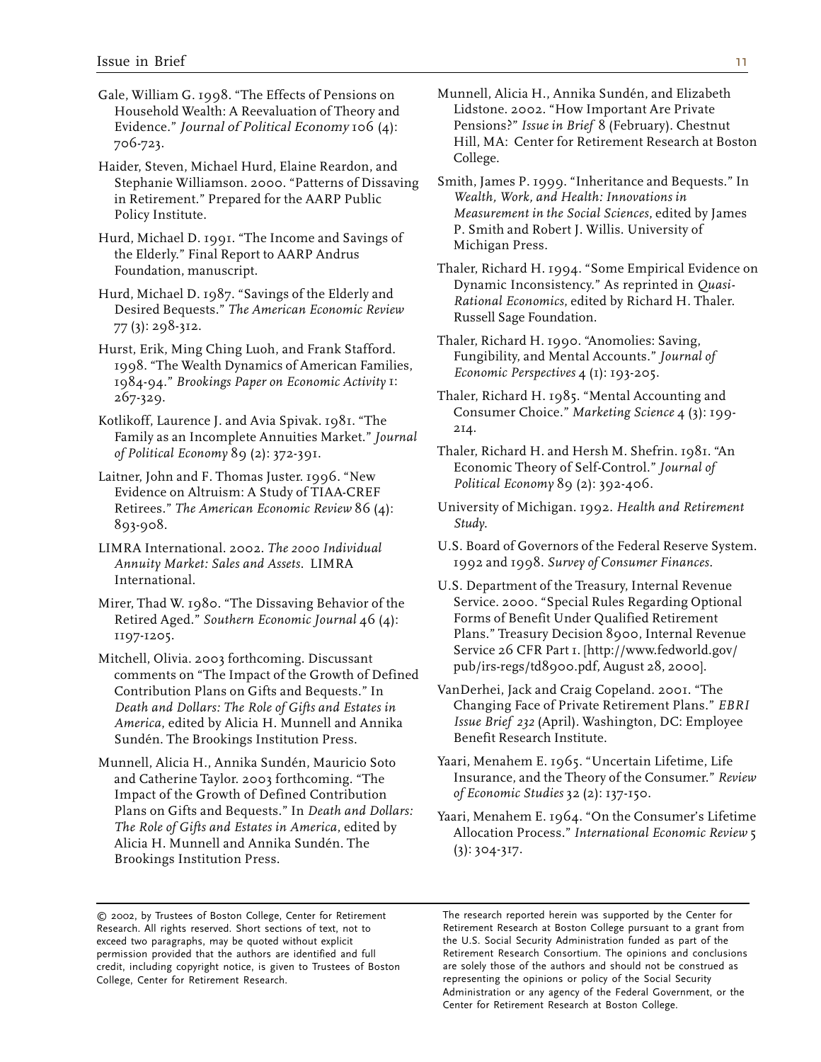Gale, William G. 1998. "The Effects of Pensions on Household Wealth: A Reevaluation of Theory and Evidence." *Journal of Political Economy* 106 (4): 706-723.

Haider, Steven, Michael Hurd, Elaine Reardon, and Stephanie Williamson. 2000. "Patterns of Dissaving in Retirement." Prepared for the AARP Public Policy Institute.

Hurd, Michael D. 1991. "The Income and Savings of the Elderly." Final Report to AARP Andrus Foundation, manuscript.

Hurd, Michael D. 1987. "Savings of the Elderly and Desired Bequests." *The American Economic Review* 77 (3): 298-312.

Hurst, Erik, Ming Ching Luoh, and Frank Stafford. 1998. "The Wealth Dynamics of American Families, 1984-94." *Brookings Paper on Economic Activity* 1: 267-329.

Kotlikoff, Laurence J. and Avia Spivak. 1981. "The Family as an Incomplete Annuities Market." *Journal of Political Economy* 89 (2): 372-391.

Laitner, John and F. Thomas Juster. 1996. "New Evidence on Altruism: A Study of TIAA-CREF Retirees." *The American Economic Review* 86 (4): 893-908.

LIMRA International. 2002. *The 2000 Individual Annuity Market: Sales and Assets*. LIMRA International.

Mirer, Thad W. 1980. "The Dissaving Behavior of the Retired Aged." *Southern Economic Journal* 46 (4): 1197-1205.

Mitchell, Olivia. 2003 forthcoming. Discussant comments on "The Impact of the Growth of Defined Contribution Plans on Gifts and Bequests." In *Death and Dollars: The Role of Gifts and Estates in America*, edited by Alicia H. Munnell and Annika Sundén. The Brookings Institution Press.

Munnell, Alicia H., Annika Sundén, Mauricio Soto and Catherine Taylor. 2003 forthcoming. "The Impact of the Growth of Defined Contribution Plans on Gifts and Bequests." In *Death and Dollars: The Role of Gifts and Estates in America*, edited by Alicia H. Munnell and Annika Sundén. The Brookings Institution Press.

Munnell, Alicia H., Annika Sundén, and Elizabeth Lidstone. 2002. "How Important Are Private Pensions?" *Issue in Brief* 8 (February). Chestnut Hill, MA: Center for Retirement Research at Boston College.

Smith, James P. 1999. "Inheritance and Bequests." In *Wealth, Work, and Health: Innovations in Measurement in the Social Sciences*, edited by James P. Smith and Robert J. Willis. University of Michigan Press.

Thaler, Richard H. 1994. "Some Empirical Evidence on Dynamic Inconsistency." As reprinted in *Quasi-Rational Economics*, edited by Richard H. Thaler. Russell Sage Foundation.

Thaler, Richard H. 1990. "Anomolies: Saving, Fungibility, and Mental Accounts." *Journal of Economic Perspectives* 4 (1): 193-205.

Thaler, Richard H. 1985. "Mental Accounting and Consumer Choice." *Marketing Science* 4 (3): 199-214.

Thaler, Richard H. and Hersh M. Shefrin. 1981. "An Economic Theory of Self-Control." *Journal of Political Economy* 89 (2): 392-406.

University of Michigan. 1992. *Health and Retirement Study*.

U.S. Board of Governors of the Federal Reserve System. 1992 and 1998. *Survey of Consumer Finances*.

U.S. Department of the Treasury, Internal Revenue Service. 2000. "Special Rules Regarding Optional Forms of Benefit Under Qualified Retirement Plans." Treasury Decision 8900, Internal Revenue Service 26 CFR Part 1. [http://www.fedworld.gov/pub/irs-regs/td8900.pdf, August 28, 2000].

VanDerhei, Jack and Craig Copeland. 2001. "The Changing Face of Private Retirement Plans." *EBRI Issue Brief 232* (April). Washington, DC: Employee Benefit Research Institute.

Yaari, Menahem E. 1965. "Uncertain Lifetime, Life Insurance, and the Theory of the Consumer." *Review of Economic Studies* 32 (2): 137-150.

Yaari, Menahem E. 1964. "On the Consumer's Lifetime Allocation Process." *International Economic Review* 5 (3): 304-317.

---

© 2002, by Trustees of Boston College, Center for Retirement Research. All rights reserved. Short sections of text, not to exceed two paragraphs, may be quoted without explicit permission provided that the authors are identified and full credit, including copyright notice, is given to Trustees of Boston College, Center for Retirement Research.

The research reported herein was supported by the Center for Retirement Research at Boston College pursuant to a grant from the U.S. Social Security Administration funded as part of the Retirement Research Consortium. The opinions and conclusions are solely those of the authors and should not be construed as representing the opinions or policy of the Social Security Administration or any agency of the Federal Government, or the Center for Retirement Research at Boston College.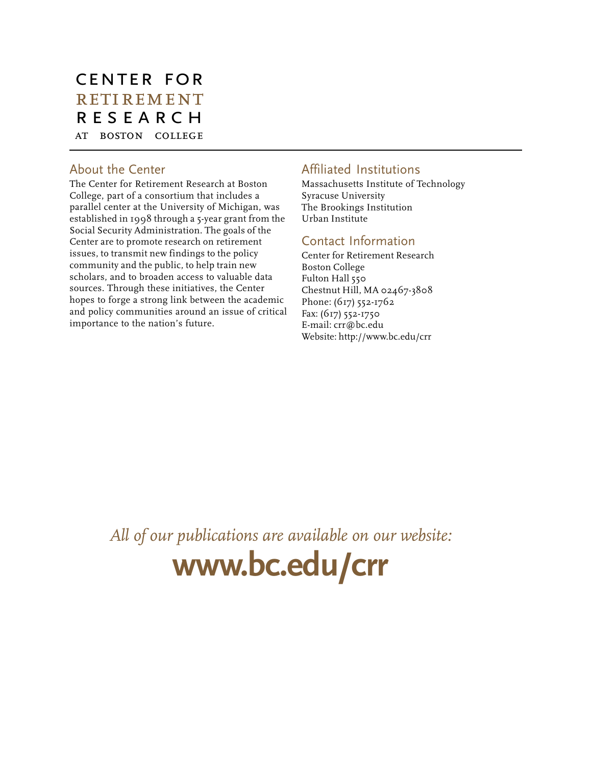# CENTER FOR RETIREMENT RESEARCH AT BOSTON COLLEGE

## About the Center

The Center for Retirement Research at Boston College, part of a consortium that includes a parallel center at the University of Michigan, was established in 1998 through a 5-year grant from the Social Security Administration. The goals of the Center are to promote research on retirement issues, to transmit new findings to the policy community and the public, to help train new scholars, and to broaden access to valuable data sources. Through these initiatives, the Center hopes to forge a strong link between the academic and policy communities around an issue of critical importance to the nation's future.

## Affiliated Institutions

Massachusetts Institute of Technology
Syracuse University
The Brookings Institution
Urban Institute

## Contact Information

Center for Retirement Research
Boston College
Fulton Hall 550
Chestnut Hill, MA 02467-3808
Phone: (617) 552-1762
Fax: (617) 552-1750
E-mail: crr@bc.edu
Website: http://www.bc.edu/crr

*All of our publications are available on our website:*

**www.bc.edu/crr**